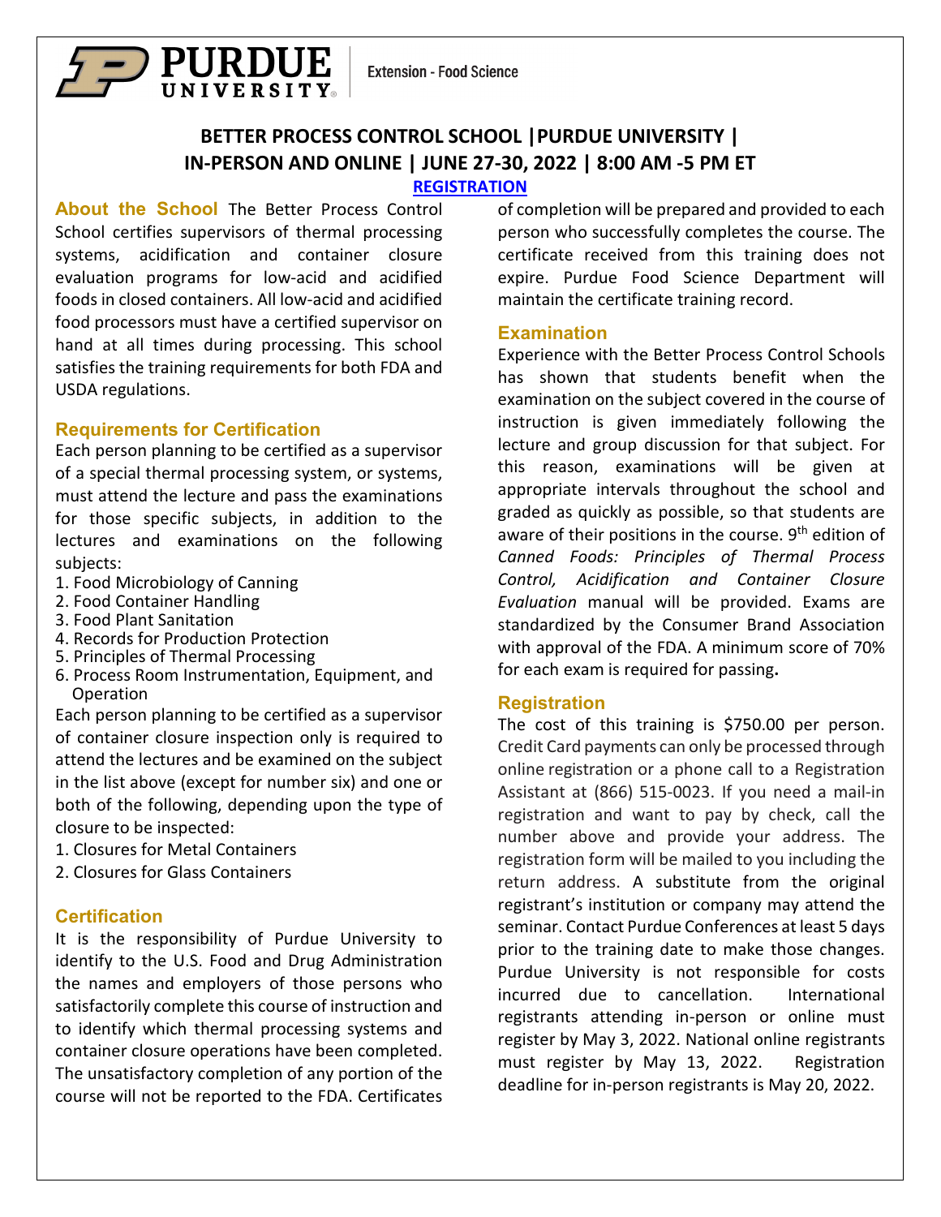PURDUE UNIVERSITY | Extension - Food Science

# BETTER PROCESS CONTROL SCHOOL | PURDUE UNIVERSITY | IN-PERSON AND ONLINE | JUNE 27-30, 2022 | 8:00 AM -5 PM ET

**REGISTRATION**

**About the School** The Better Process Control School certifies supervisors of thermal processing systems, acidification and container closure evaluation programs for low-acid and acidified foods in closed containers. All low-acid and acidified food processors must have a certified supervisor on hand at all times during processing. This school satisfies the training requirements for both FDA and USDA regulations.

## Requirements for Certification

Each person planning to be certified as a supervisor of a special thermal processing system, or systems, must attend the lecture and pass the examinations for those specific subjects, in addition to the lectures and examinations on the following subjects:

1. Food Microbiology of Canning
2. Food Container Handling
3. Food Plant Sanitation
4. Records for Production Protection
5. Principles of Thermal Processing
6. Process Room Instrumentation, Equipment, and Operation

Each person planning to be certified as a supervisor of container closure inspection only is required to attend the lectures and be examined on the subject in the list above (except for number six) and one or both of the following, depending upon the type of closure to be inspected:

1. Closures for Metal Containers
2. Closures for Glass Containers

## Certification

It is the responsibility of Purdue University to identify to the U.S. Food and Drug Administration the names and employers of those persons who satisfactorily complete this course of instruction and to identify which thermal processing systems and container closure operations have been completed. The unsatisfactory completion of any portion of the course will not be reported to the FDA. Certificates of completion will be prepared and provided to each person who successfully completes the course. The certificate received from this training does not expire. Purdue Food Science Department will maintain the certificate training record.

## Examination

Experience with the Better Process Control Schools has shown that students benefit when the examination on the subject covered in the course of instruction is given immediately following the lecture and group discussion for that subject. For this reason, examinations will be given at appropriate intervals throughout the school and graded as quickly as possible, so that students are aware of their positions in the course. 9th edition of *Canned Foods: Principles of Thermal Process Control, Acidification and Container Closure Evaluation* manual will be provided. Exams are standardized by the Consumer Brand Association with approval of the FDA. A minimum score of 70% for each exam is required for passing.

## Registration

The cost of this training is $750.00 per person. Credit Card payments can only be processed through online registration or a phone call to a Registration Assistant at (866) 515-0023. If you need a mail-in registration and want to pay by check, call the number above and provide your address. The registration form will be mailed to you including the return address. A substitute from the original registrant's institution or company may attend the seminar. Contact Purdue Conferences at least 5 days prior to the training date to make those changes. Purdue University is not responsible for costs incurred due to cancellation. International registrants attending in-person or online must register by May 3, 2022. National online registrants must register by May 13, 2022. Registration deadline for in-person registrants is May 20, 2022.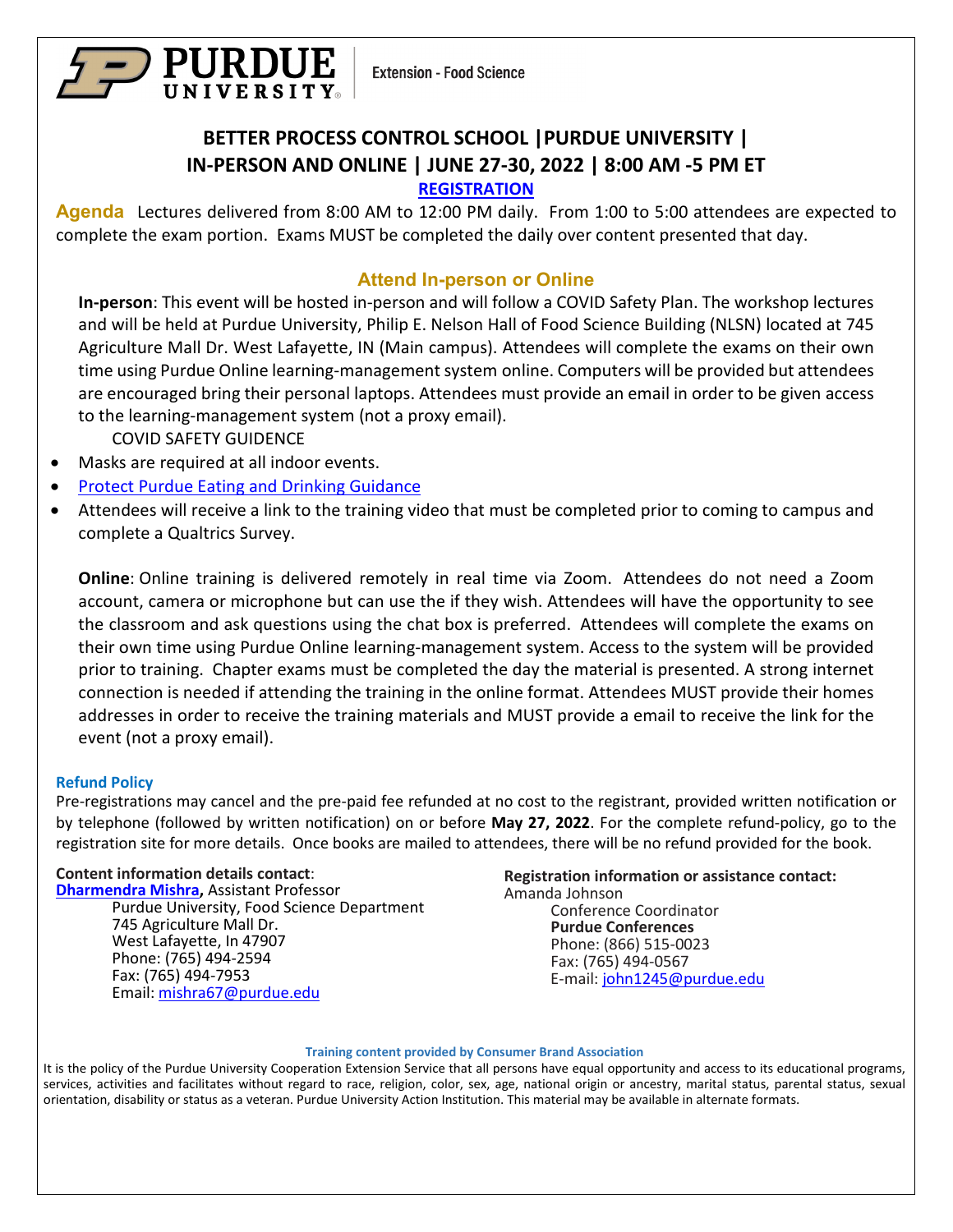Extension - Food Science

# BETTER PROCESS CONTROL SCHOOL |PURDUE UNIVERSITY | IN-PERSON AND ONLINE | JUNE 27-30, 2022 | 8:00 AM -5 PM ET

**REGISTRATION**

**Agenda** Lectures delivered from 8:00 AM to 12:00 PM daily. From 1:00 to 5:00 attendees are expected to complete the exam portion. Exams MUST be completed the daily over content presented that day.

## Attend In-person or Online

**In-person**: This event will be hosted in-person and will follow a COVID Safety Plan. The workshop lectures and will be held at Purdue University, Philip E. Nelson Hall of Food Science Building (NLSN) located at 745 Agriculture Mall Dr. West Lafayette, IN (Main campus). Attendees will complete the exams on their own time using Purdue Online learning-management system online. Computers will be provided but attendees are encouraged bring their personal laptops. Attendees must provide an email in order to be given access to the learning-management system (not a proxy email).

COVID SAFETY GUIDENCE

- Masks are required at all indoor events.
- Protect Purdue Eating and Drinking Guidance
- Attendees will receive a link to the training video that must be completed prior to coming to campus and complete a Qualtrics Survey.

**Online**: Online training is delivered remotely in real time via Zoom. Attendees do not need a Zoom account, camera or microphone but can use the if they wish. Attendees will have the opportunity to see the classroom and ask questions using the chat box is preferred. Attendees will complete the exams on their own time using Purdue Online learning-management system. Access to the system will be provided prior to training. Chapter exams must be completed the day the material is presented. A strong internet connection is needed if attending the training in the online format. Attendees MUST provide their homes addresses in order to receive the training materials and MUST provide a email to receive the link for the event (not a proxy email).

### Refund Policy

Pre-registrations may cancel and the pre-paid fee refunded at no cost to the registrant, provided written notification or by telephone (followed by written notification) on or before **May 27, 2022**. For the complete refund-policy, go to the registration site for more details. Once books are mailed to attendees, there will be no refund provided for the book.

**Content information details contact**:
**Dharmendra Mishra,** Assistant Professor
Purdue University, Food Science Department
745 Agriculture Mall Dr.
West Lafayette, In 47907
Phone: (765) 494-2594
Fax: (765) 494-7953
Email: mishra67@purdue.edu

**Registration information or assistance contact:**
Amanda Johnson
Conference Coordinator
**Purdue Conferences**
Phone: (866) 515-0023
Fax: (765) 494-0567
E-mail: john1245@purdue.edu

**Training content provided by Consumer Brand Association**

It is the policy of the Purdue University Cooperation Extension Service that all persons have equal opportunity and access to its educational programs, services, activities and facilitates without regard to race, religion, color, sex, age, national origin or ancestry, marital status, parental status, sexual orientation, disability or status as a veteran. Purdue University Action Institution. This material may be available in alternate formats.